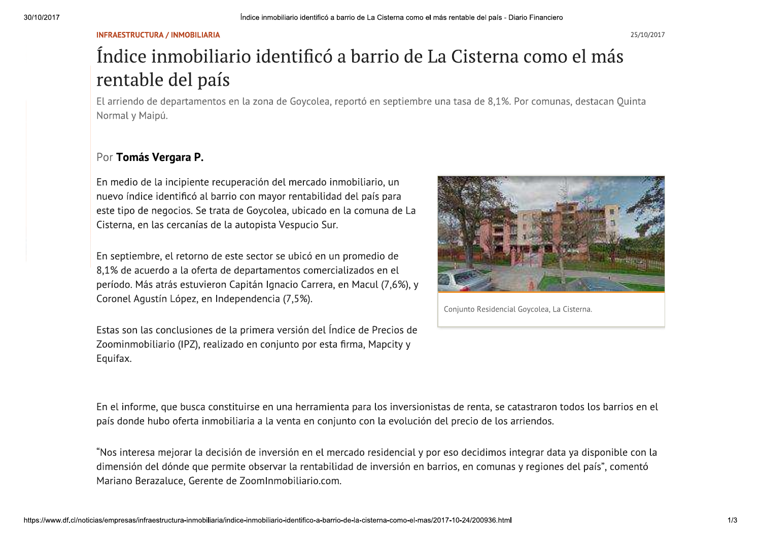INFRAESTRUCTURA / INMOBILIARIA

25/10/2017

# Índice inmobiliario identificó a barrio de La Cisterna como el más rentable del país

El arriendo de departamentos en la zona de Goycolea, reportó en septiembre una tasa de 8,1%. Por comunas, destacan Quinta Normal y Maipú.

Por **Tomás Vergara P.**

En medio de la incipiente recuperación del mercado inmobiliario, un nuevo índice identificó al barrio con mayor rentabilidad del país para este tipo de negocios. Se trata de Goycolea, ubicado en la comuna de La Cisterna, en las cercanías de la autopista Vespucio Sur.

Conjunto Residencial Goycolea, La Cisterna.

En septiembre, el retorno de este sector se ubicó en un promedio de 8,1% de acuerdo a la oferta de departamentos comercializados en el período. Más atrás estuvieron Capitán Ignacio Carrera, en Macul (7,6%), y Coronel Agustín López, en Independencia (7,5%).

Estas son las conclusiones de la primera versión del Índice de Precios de Zoominmobiliario (IPZ), realizado en conjunto por esta firma, Mapcity y Equifax.

En el informe, que busca constituirse en una herramienta para los inversionistas de renta, se catastraron todos los barrios en el país donde hubo oferta inmobiliaria a la venta en conjunto con la evolución del precio de los arriendos.

"Nos interesa mejorar la decisión de inversión en el mercado residencial y por eso decidimos integrar data ya disponible con la dimensión del dónde que permite observar la rentabilidad de inversión en barrios, en comunas y regiones del país", comentó Mariano Berazaluce, Gerente de ZoomInmobiliario.com.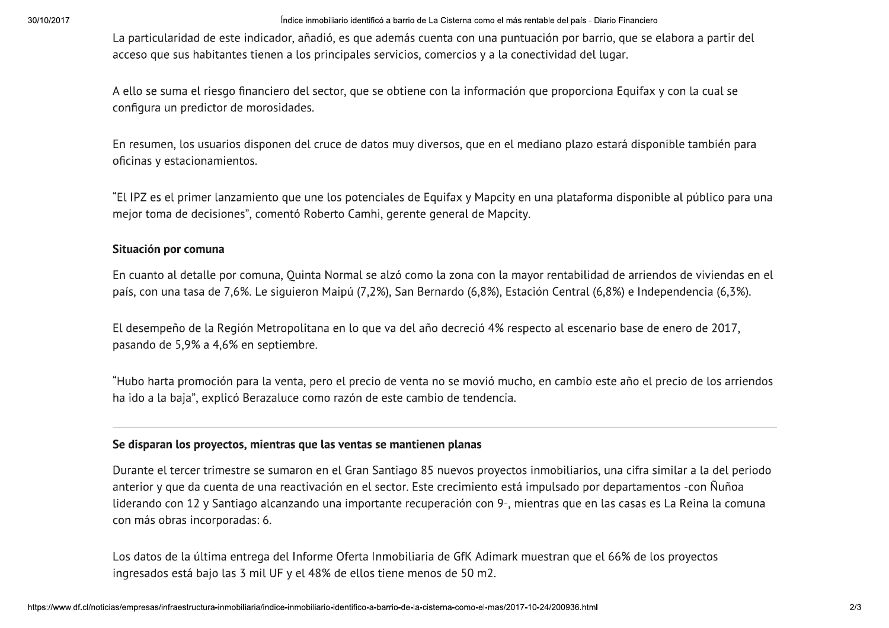La particularidad de este indicador, añadió, es que además cuenta con una puntuación por barrio, que se elabora a partir del acceso que sus habitantes tienen a los principales servicios, comercios y a la conectividad del lugar.

A ello se suma el riesgo financiero del sector, que se obtiene con la información que proporciona Equifax y con la cual se configura un predictor de morosidades.

En resumen, los usuarios disponen del cruce de datos muy diversos, que en el mediano plazo estará disponible también para oficinas y estacionamientos.

"El IPZ es el primer lanzamiento que une los potenciales de Equifax y Mapcity en una plataforma disponible al público para una mejor toma de decisiones", comentó Roberto Camhi, gerente general de Mapcity.

**Situación por comuna**

En cuanto al detalle por comuna, Quinta Normal se alzó como la zona con la mayor rentabilidad de arriendos de viviendas en el país, con una tasa de 7,6%. Le siguieron Maipú (7,2%), San Bernardo (6,8%), Estación Central (6,8%) e Independencia (6,3%).

El desempeño de la Región Metropolitana en lo que va del año decreció 4% respecto al escenario base de enero de 2017, pasando de 5,9% a 4,6% en septiembre.

"Hubo harta promoción para la venta, pero el precio de venta no se movió mucho, en cambio este año el precio de los arriendos ha ido a la baja", explicó Berazaluce como razón de este cambio de tendencia.

---

**Se disparan los proyectos, mientras que las ventas se mantienen planas**

Durante el tercer trimestre se sumaron en el Gran Santiago 85 nuevos proyectos inmobiliarios, una cifra similar a la del periodo anterior y que da cuenta de una reactivación en el sector. Este crecimiento está impulsado por departamentos -con Ñuñoa liderando con 12 y Santiago alcanzando una importante recuperación con 9-, mientras que en las casas es La Reina la comuna con más obras incorporadas: 6.

Los datos de la última entrega del Informe Oferta Inmobiliaria de GfK Adimark muestran que el 66% de los proyectos ingresados está bajo las 3 mil UF y el 48% de ellos tiene menos de 50 m2.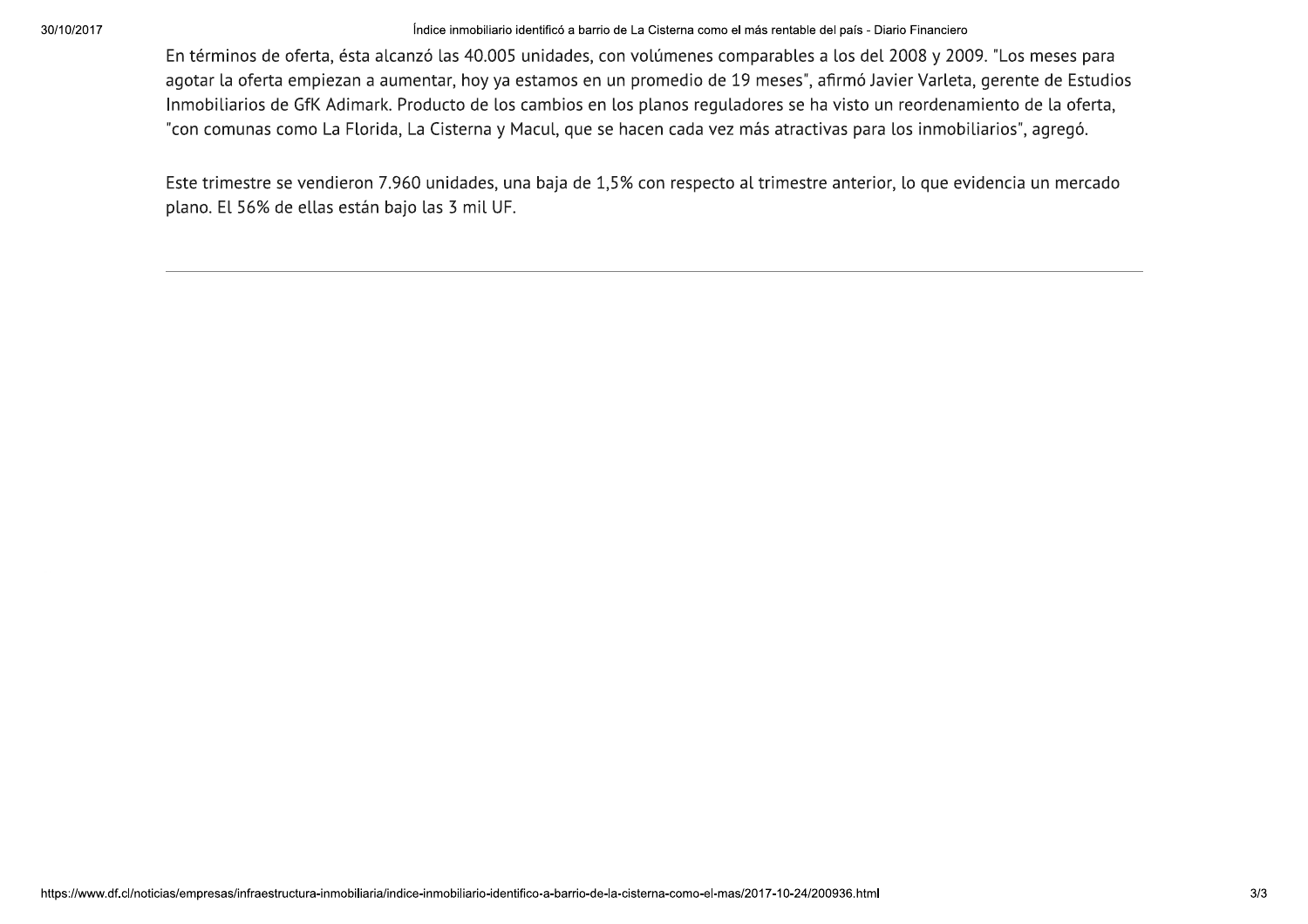En términos de oferta, ésta alcanzó las 40.005 unidades, con volúmenes comparables a los del 2008 y 2009. "Los meses para agotar la oferta empiezan a aumentar, hoy ya estamos en un promedio de 19 meses", afirmó Javier Varleta, gerente de Estudios Inmobiliarios de GfK Adimark. Producto de los cambios en los planos reguladores se ha visto un reordenamiento de la oferta, "con comunas como La Florida, La Cisterna y Macul, que se hacen cada vez más atractivas para los inmobiliarios", agregó.

Este trimestre se vendieron 7.960 unidades, una baja de 1,5% con respecto al trimestre anterior, lo que evidencia un mercado plano. El 56% de ellas están bajo las 3 mil UF.

---